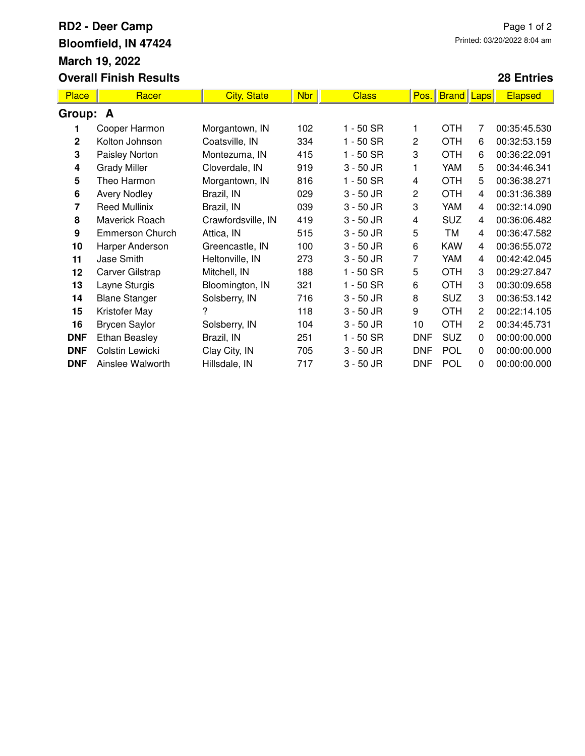# RD2 - Deer Camp

**Bloomfield, IN 47424**

**March 19, 2022**

**Overall Finish Results**

**28 Entries**

Printed: 03/20/2022 8:04 am

| Place | Racer | City, State | Nbr | Class | Pos. | Brand | Laps | Elapsed |
|---|---|---|---|---|---|---|---|---|
| **Group: A** | | | | | | | | |
| **1** | Cooper Harmon | Morgantown, IN | 102 | 1 - 50 SR | 1 | OTH | 7 | 00:35:45.530 |
| **2** | Kolton Johnson | Coatsville, IN | 334 | 1 - 50 SR | 2 | OTH | 6 | 00:32:53.159 |
| **3** | Paisley Norton | Montezuma, IN | 415 | 1 - 50 SR | 3 | OTH | 6 | 00:36:22.091 |
| **4** | Grady Miller | Cloverdale, IN | 919 | 3 - 50 JR | 1 | YAM | 5 | 00:34:46.341 |
| **5** | Theo Harmon | Morgantown, IN | 816 | 1 - 50 SR | 4 | OTH | 5 | 00:36:38.271 |
| **6** | Avery Nodley | Brazil, IN | 029 | 3 - 50 JR | 2 | OTH | 4 | 00:31:36.389 |
| **7** | Reed Mullinix | Brazil, IN | 039 | 3 - 50 JR | 3 | YAM | 4 | 00:32:14.090 |
| **8** | Maverick Roach | Crawfordsville, IN | 419 | 3 - 50 JR | 4 | SUZ | 4 | 00:36:06.482 |
| **9** | Emmerson Church | Attica, IN | 515 | 3 - 50 JR | 5 | TM | 4 | 00:36:47.582 |
| **10** | Harper Anderson | Greencastle, IN | 100 | 3 - 50 JR | 6 | KAW | 4 | 00:36:55.072 |
| **11** | Jase Smith | Heltonville, IN | 273 | 3 - 50 JR | 7 | YAM | 4 | 00:42:42.045 |
| **12** | Carver Gilstrap | Mitchell, IN | 188 | 1 - 50 SR | 5 | OTH | 3 | 00:29:27.847 |
| **13** | Layne Sturgis | Bloomington, IN | 321 | 1 - 50 SR | 6 | OTH | 3 | 00:30:09.658 |
| **14** | Blane Stanger | Solsberry, IN | 716 | 3 - 50 JR | 8 | SUZ | 3 | 00:36:53.142 |
| **15** | Kristofer May | ? | 118 | 3 - 50 JR | 9 | OTH | 2 | 00:22:14.105 |
| **16** | Brycen Saylor | Solsberry, IN | 104 | 3 - 50 JR | 10 | OTH | 2 | 00:34:45.731 |
| **DNF** | Ethan Beasley | Brazil, IN | 251 | 1 - 50 SR | DNF | SUZ | 0 | 00:00:00.000 |
| **DNF** | Colstin Lewicki | Clay City, IN | 705 | 3 - 50 JR | DNF | POL | 0 | 00:00:00.000 |
| **DNF** | Ainslee Walworth | Hillsdale, IN | 717 | 3 - 50 JR | DNF | POL | 0 | 00:00:00.000 |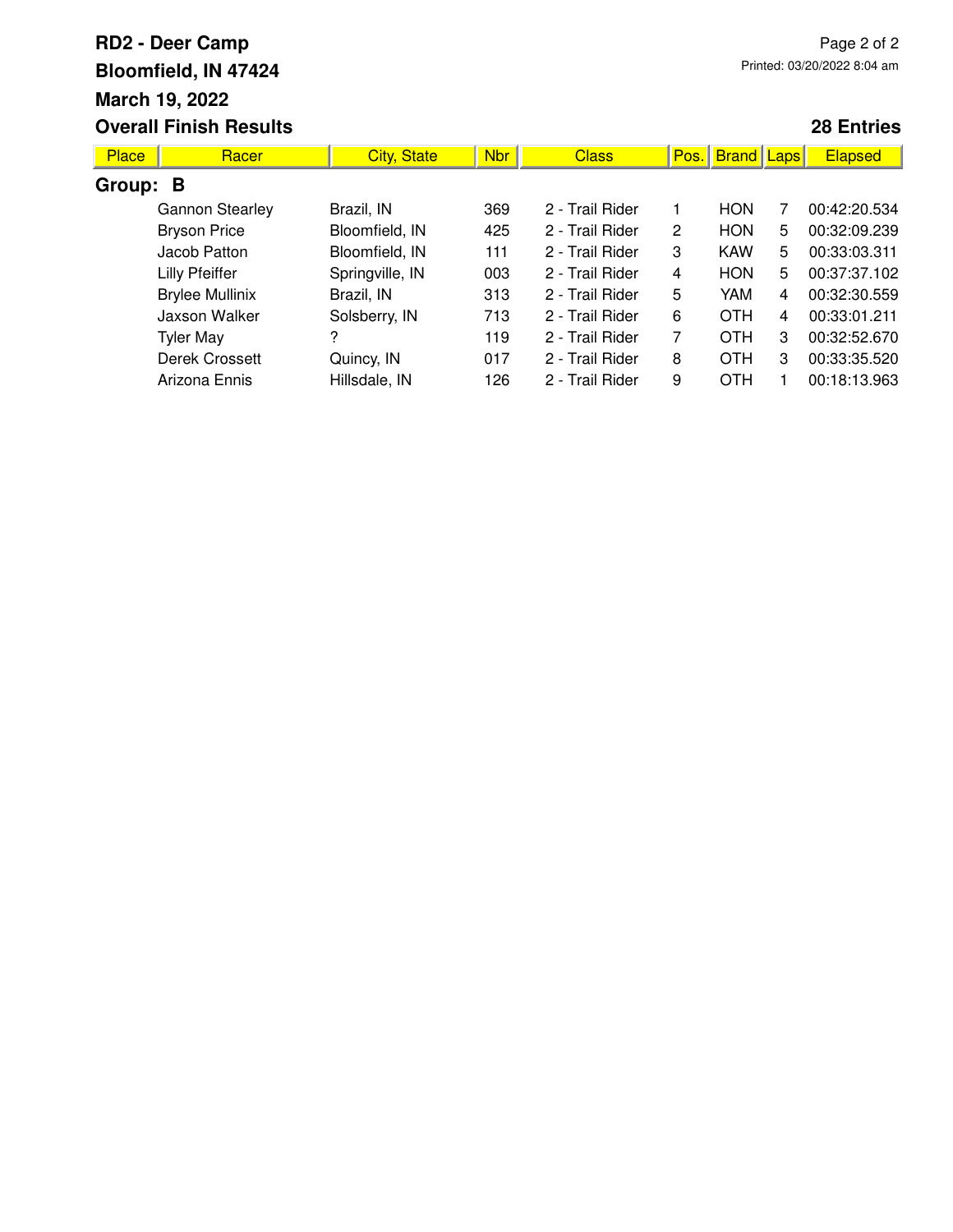# RD2 - Deer Camp
## Bloomfield, IN 47424
## March 19, 2022
## Overall Finish Results

Printed: 03/20/2022 8:04 am

**28 Entries**

| Place | Racer | City, State | Nbr | Class | Pos. | Brand | Laps | Elapsed |
|---|---|---|---|---|---|---|---|---|
| **Group: B** | | | | | | | | |
| | Gannon Stearley | Brazil, IN | 369 | 2 - Trail Rider | 1 | HON | 7 | 00:42:20.534 |
| | Bryson Price | Bloomfield, IN | 425 | 2 - Trail Rider | 2 | HON | 5 | 00:32:09.239 |
| | Jacob Patton | Bloomfield, IN | 111 | 2 - Trail Rider | 3 | KAW | 5 | 00:33:03.311 |
| | Lilly Pfeiffer | Springville, IN | 003 | 2 - Trail Rider | 4 | HON | 5 | 00:37:37.102 |
| | Brylee Mullinix | Brazil, IN | 313 | 2 - Trail Rider | 5 | YAM | 4 | 00:32:30.559 |
| | Jaxson Walker | Solsberry, IN | 713 | 2 - Trail Rider | 6 | OTH | 4 | 00:33:01.211 |
| | Tyler May | ? | 119 | 2 - Trail Rider | 7 | OTH | 3 | 00:32:52.670 |
| | Derek Crossett | Quincy, IN | 017 | 2 - Trail Rider | 8 | OTH | 3 | 00:33:35.520 |
| | Arizona Ennis | Hillsdale, IN | 126 | 2 - Trail Rider | 9 | OTH | 1 | 00:18:13.963 |